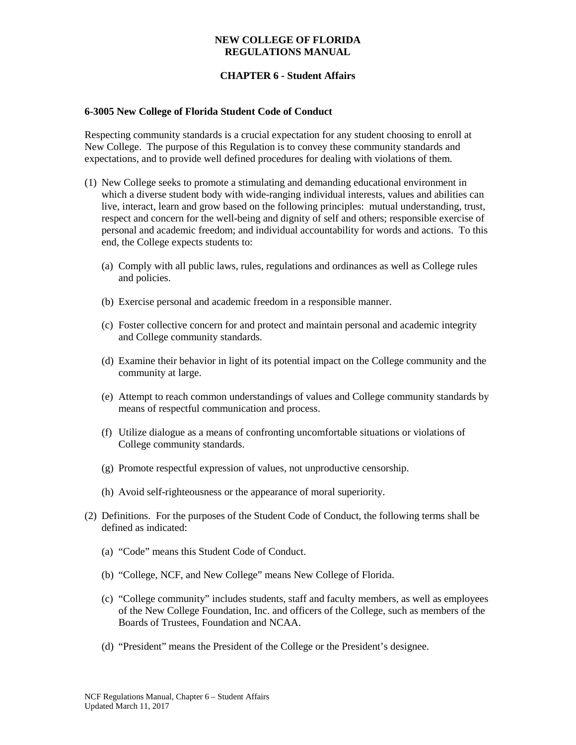**NEW COLLEGE OF FLORIDA**
**REGULATIONS MANUAL**

**CHAPTER 6 - Student Affairs**

### 6-3005 New College of Florida Student Code of Conduct

Respecting community standards is a crucial expectation for any student choosing to enroll at New College. The purpose of this Regulation is to convey these community standards and expectations, and to provide well defined procedures for dealing with violations of them.

(1) New College seeks to promote a stimulating and demanding educational environment in which a diverse student body with wide-ranging individual interests, values and abilities can live, interact, learn and grow based on the following principles: mutual understanding, trust, respect and concern for the well-being and dignity of self and others; responsible exercise of personal and academic freedom; and individual accountability for words and actions. To this end, the College expects students to:

  (a) Comply with all public laws, rules, regulations and ordinances as well as College rules and policies.

  (b) Exercise personal and academic freedom in a responsible manner.

  (c) Foster collective concern for and protect and maintain personal and academic integrity and College community standards.

  (d) Examine their behavior in light of its potential impact on the College community and the community at large.

  (e) Attempt to reach common understandings of values and College community standards by means of respectful communication and process.

  (f) Utilize dialogue as a means of confronting uncomfortable situations or violations of College community standards.

  (g) Promote respectful expression of values, not unproductive censorship.

  (h) Avoid self-righteousness or the appearance of moral superiority.

(2) Definitions. For the purposes of the Student Code of Conduct, the following terms shall be defined as indicated:

  (a) "Code" means this Student Code of Conduct.

  (b) "College, NCF, and New College" means New College of Florida.

  (c) "College community" includes students, staff and faculty members, as well as employees of the New College Foundation, Inc. and officers of the College, such as members of the Boards of Trustees, Foundation and NCAA.

  (d) "President" means the President of the College or the President's designee.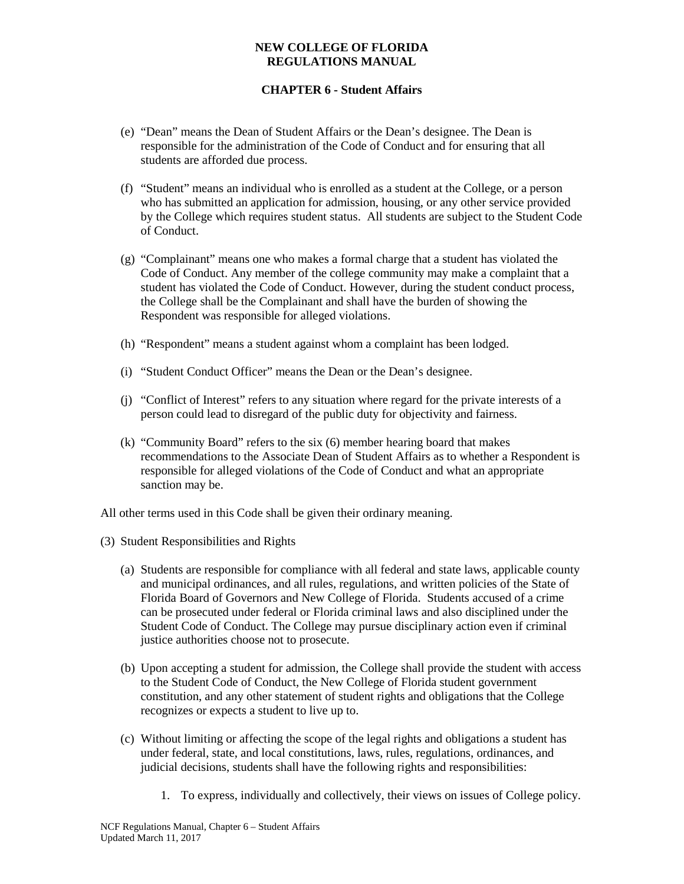(e) "Dean" means the Dean of Student Affairs or the Dean's designee. The Dean is responsible for the administration of the Code of Conduct and for ensuring that all students are afforded due process.

(f) "Student" means an individual who is enrolled as a student at the College, or a person who has submitted an application for admission, housing, or any other service provided by the College which requires student status. All students are subject to the Student Code of Conduct.

(g) "Complainant" means one who makes a formal charge that a student has violated the Code of Conduct. Any member of the college community may make a complaint that a student has violated the Code of Conduct. However, during the student conduct process, the College shall be the Complainant and shall have the burden of showing the Respondent was responsible for alleged violations.

(h) "Respondent" means a student against whom a complaint has been lodged.

(i) "Student Conduct Officer" means the Dean or the Dean's designee.

(j) "Conflict of Interest" refers to any situation where regard for the private interests of a person could lead to disregard of the public duty for objectivity and fairness.

(k) "Community Board" refers to the six (6) member hearing board that makes recommendations to the Associate Dean of Student Affairs as to whether a Respondent is responsible for alleged violations of the Code of Conduct and what an appropriate sanction may be.

All other terms used in this Code shall be given their ordinary meaning.

(3) Student Responsibilities and Rights

(a) Students are responsible for compliance with all federal and state laws, applicable county and municipal ordinances, and all rules, regulations, and written policies of the State of Florida Board of Governors and New College of Florida. Students accused of a crime can be prosecuted under federal or Florida criminal laws and also disciplined under the Student Code of Conduct. The College may pursue disciplinary action even if criminal justice authorities choose not to prosecute.

(b) Upon accepting a student for admission, the College shall provide the student with access to the Student Code of Conduct, the New College of Florida student government constitution, and any other statement of student rights and obligations that the College recognizes or expects a student to live up to.

(c) Without limiting or affecting the scope of the legal rights and obligations a student has under federal, state, and local constitutions, laws, rules, regulations, ordinances, and judicial decisions, students shall have the following rights and responsibilities:

1. To express, individually and collectively, their views on issues of College policy.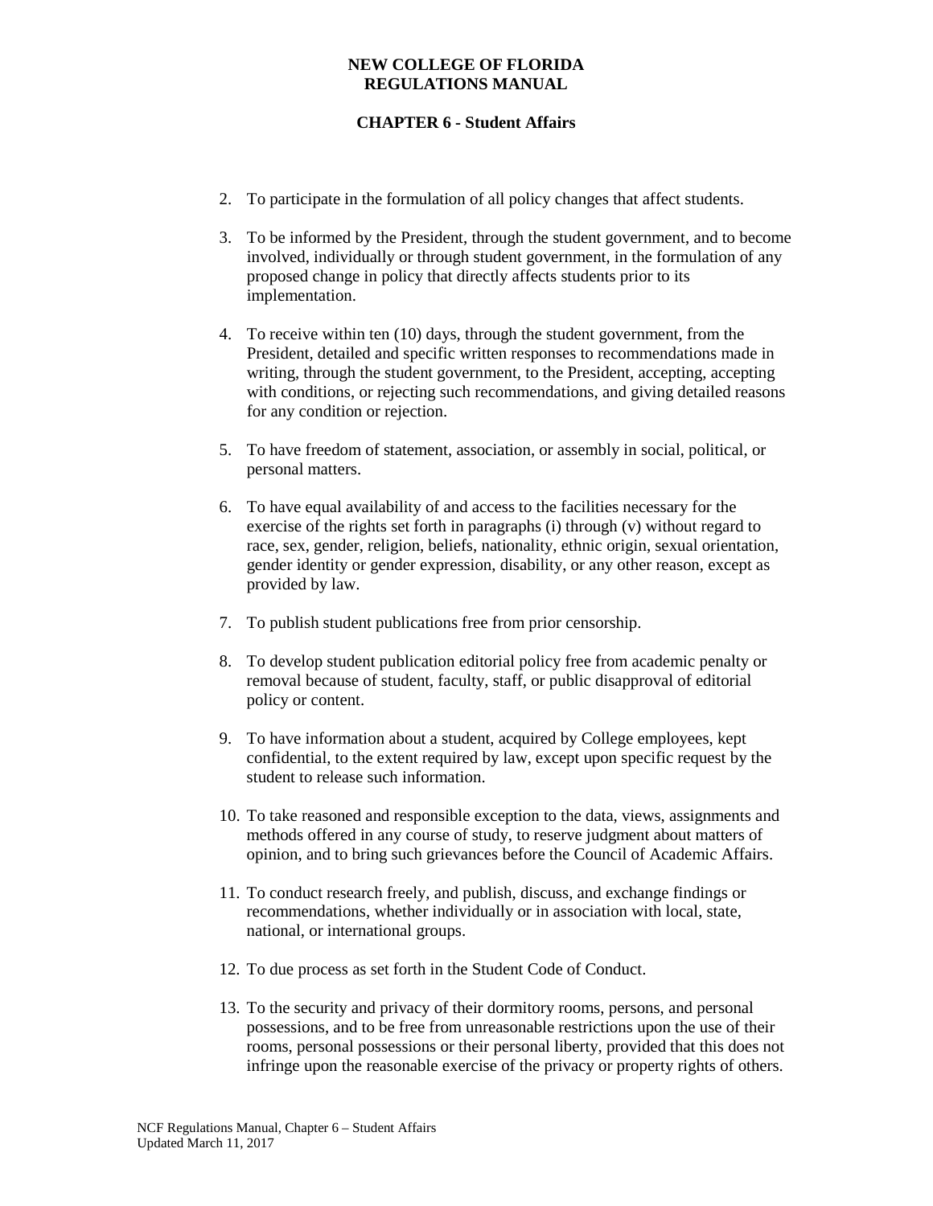2. To participate in the formulation of all policy changes that affect students.

3. To be informed by the President, through the student government, and to become involved, individually or through student government, in the formulation of any proposed change in policy that directly affects students prior to its implementation.

4. To receive within ten (10) days, through the student government, from the President, detailed and specific written responses to recommendations made in writing, through the student government, to the President, accepting, accepting with conditions, or rejecting such recommendations, and giving detailed reasons for any condition or rejection.

5. To have freedom of statement, association, or assembly in social, political, or personal matters.

6. To have equal availability of and access to the facilities necessary for the exercise of the rights set forth in paragraphs (i) through (v) without regard to race, sex, gender, religion, beliefs, nationality, ethnic origin, sexual orientation, gender identity or gender expression, disability, or any other reason, except as provided by law.

7. To publish student publications free from prior censorship.

8. To develop student publication editorial policy free from academic penalty or removal because of student, faculty, staff, or public disapproval of editorial policy or content.

9. To have information about a student, acquired by College employees, kept confidential, to the extent required by law, except upon specific request by the student to release such information.

10. To take reasoned and responsible exception to the data, views, assignments and methods offered in any course of study, to reserve judgment about matters of opinion, and to bring such grievances before the Council of Academic Affairs.

11. To conduct research freely, and publish, discuss, and exchange findings or recommendations, whether individually or in association with local, state, national, or international groups.

12. To due process as set forth in the Student Code of Conduct.

13. To the security and privacy of their dormitory rooms, persons, and personal possessions, and to be free from unreasonable restrictions upon the use of their rooms, personal possessions or their personal liberty, provided that this does not infringe upon the reasonable exercise of the privacy or property rights of others.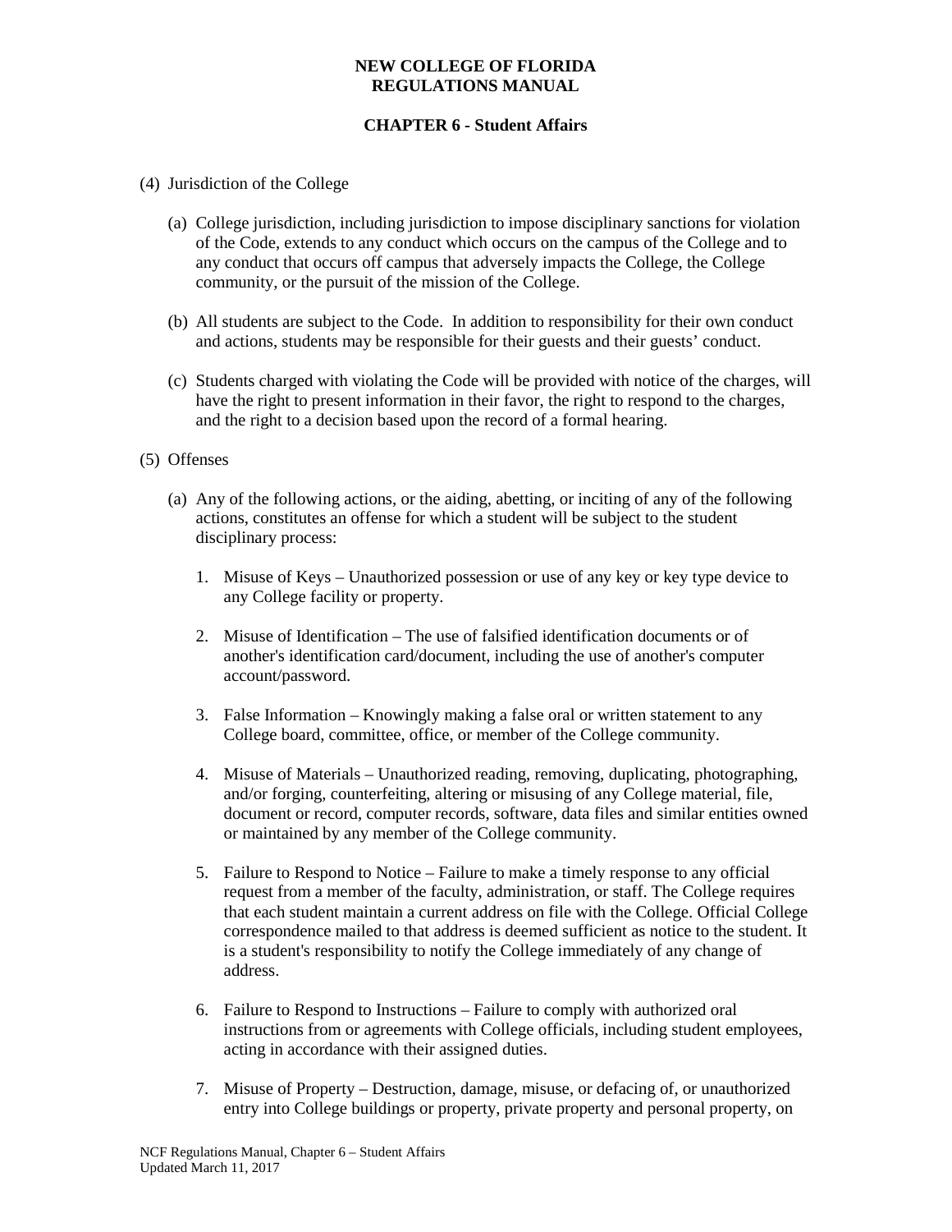(4) Jurisdiction of the College

(a) College jurisdiction, including jurisdiction to impose disciplinary sanctions for violation of the Code, extends to any conduct which occurs on the campus of the College and to any conduct that occurs off campus that adversely impacts the College, the College community, or the pursuit of the mission of the College.

(b) All students are subject to the Code. In addition to responsibility for their own conduct and actions, students may be responsible for their guests and their guests' conduct.

(c) Students charged with violating the Code will be provided with notice of the charges, will have the right to present information in their favor, the right to respond to the charges, and the right to a decision based upon the record of a formal hearing.

(5) Offenses

(a) Any of the following actions, or the aiding, abetting, or inciting of any of the following actions, constitutes an offense for which a student will be subject to the student disciplinary process:

1. Misuse of Keys – Unauthorized possession or use of any key or key type device to any College facility or property.

2. Misuse of Identification – The use of falsified identification documents or of another's identification card/document, including the use of another's computer account/password.

3. False Information – Knowingly making a false oral or written statement to any College board, committee, office, or member of the College community.

4. Misuse of Materials – Unauthorized reading, removing, duplicating, photographing, and/or forging, counterfeiting, altering or misusing of any College material, file, document or record, computer records, software, data files and similar entities owned or maintained by any member of the College community.

5. Failure to Respond to Notice – Failure to make a timely response to any official request from a member of the faculty, administration, or staff. The College requires that each student maintain a current address on file with the College. Official College correspondence mailed to that address is deemed sufficient as notice to the student. It is a student's responsibility to notify the College immediately of any change of address.

6. Failure to Respond to Instructions – Failure to comply with authorized oral instructions from or agreements with College officials, including student employees, acting in accordance with their assigned duties.

7. Misuse of Property – Destruction, damage, misuse, or defacing of, or unauthorized entry into College buildings or property, private property and personal property, on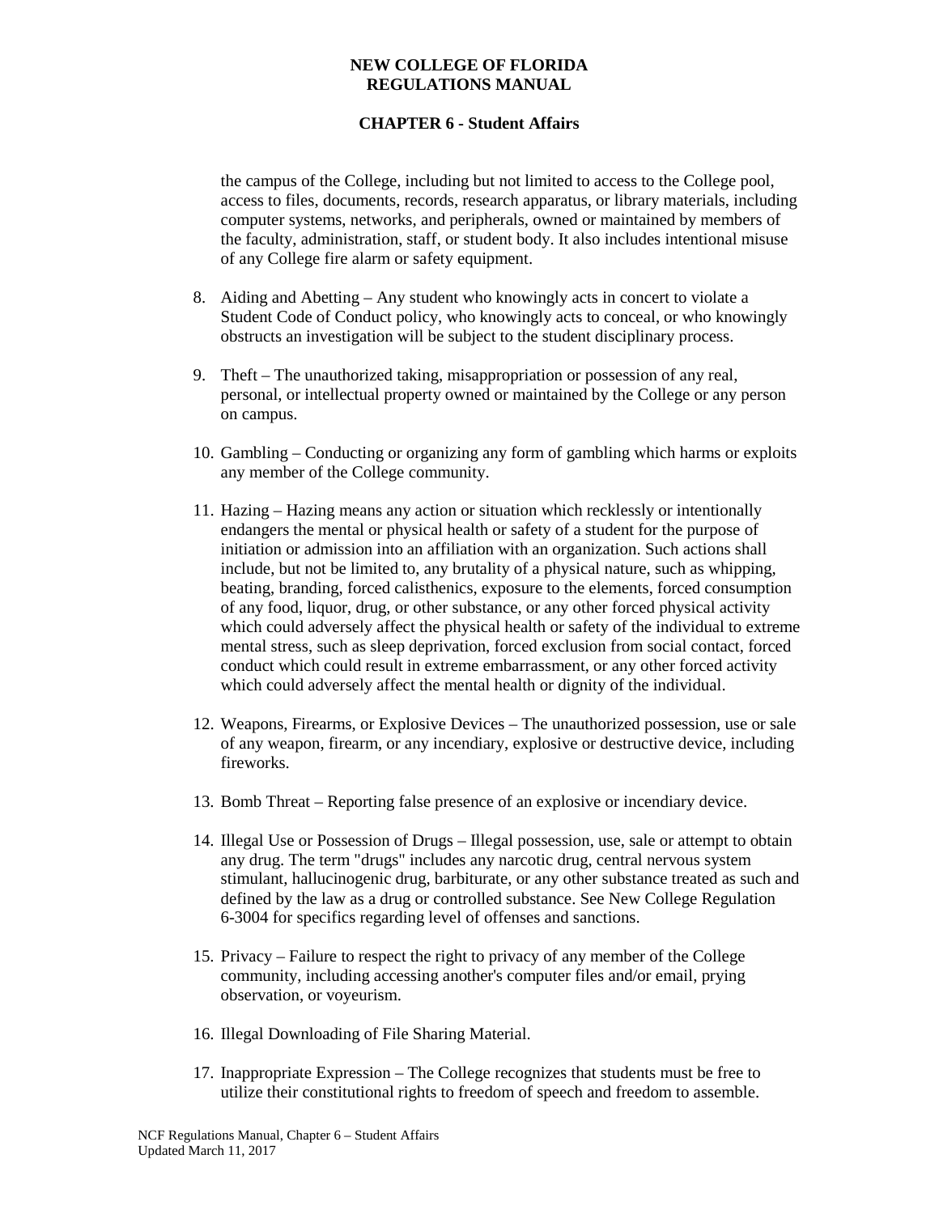the campus of the College, including but not limited to access to the College pool, access to files, documents, records, research apparatus, or library materials, including computer systems, networks, and peripherals, owned or maintained by members of the faculty, administration, staff, or student body. It also includes intentional misuse of any College fire alarm or safety equipment.

8. Aiding and Abetting – Any student who knowingly acts in concert to violate a Student Code of Conduct policy, who knowingly acts to conceal, or who knowingly obstructs an investigation will be subject to the student disciplinary process.

9. Theft – The unauthorized taking, misappropriation or possession of any real, personal, or intellectual property owned or maintained by the College or any person on campus.

10. Gambling – Conducting or organizing any form of gambling which harms or exploits any member of the College community.

11. Hazing – Hazing means any action or situation which recklessly or intentionally endangers the mental or physical health or safety of a student for the purpose of initiation or admission into an affiliation with an organization. Such actions shall include, but not be limited to, any brutality of a physical nature, such as whipping, beating, branding, forced calisthenics, exposure to the elements, forced consumption of any food, liquor, drug, or other substance, or any other forced physical activity which could adversely affect the physical health or safety of the individual to extreme mental stress, such as sleep deprivation, forced exclusion from social contact, forced conduct which could result in extreme embarrassment, or any other forced activity which could adversely affect the mental health or dignity of the individual.

12. Weapons, Firearms, or Explosive Devices – The unauthorized possession, use or sale of any weapon, firearm, or any incendiary, explosive or destructive device, including fireworks.

13. Bomb Threat – Reporting false presence of an explosive or incendiary device.

14. Illegal Use or Possession of Drugs – Illegal possession, use, sale or attempt to obtain any drug. The term "drugs" includes any narcotic drug, central nervous system stimulant, hallucinogenic drug, barbiturate, or any other substance treated as such and defined by the law as a drug or controlled substance. See New College Regulation 6-3004 for specifics regarding level of offenses and sanctions.

15. Privacy – Failure to respect the right to privacy of any member of the College community, including accessing another's computer files and/or email, prying observation, or voyeurism.

16. Illegal Downloading of File Sharing Material.

17. Inappropriate Expression – The College recognizes that students must be free to utilize their constitutional rights to freedom of speech and freedom to assemble.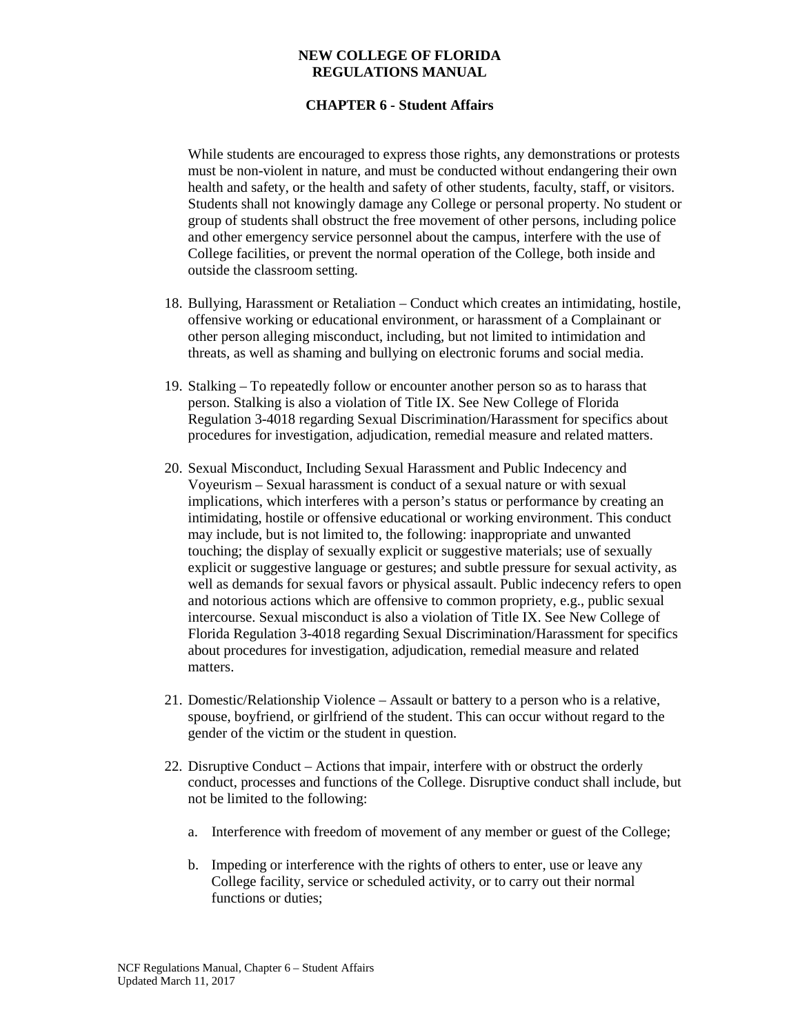While students are encouraged to express those rights, any demonstrations or protests must be non-violent in nature, and must be conducted without endangering their own health and safety, or the health and safety of other students, faculty, staff, or visitors. Students shall not knowingly damage any College or personal property. No student or group of students shall obstruct the free movement of other persons, including police and other emergency service personnel about the campus, interfere with the use of College facilities, or prevent the normal operation of the College, both inside and outside the classroom setting.

18. Bullying, Harassment or Retaliation – Conduct which creates an intimidating, hostile, offensive working or educational environment, or harassment of a Complainant or other person alleging misconduct, including, but not limited to intimidation and threats, as well as shaming and bullying on electronic forums and social media.

19. Stalking – To repeatedly follow or encounter another person so as to harass that person. Stalking is also a violation of Title IX. See New College of Florida Regulation 3-4018 regarding Sexual Discrimination/Harassment for specifics about procedures for investigation, adjudication, remedial measure and related matters.

20. Sexual Misconduct, Including Sexual Harassment and Public Indecency and Voyeurism – Sexual harassment is conduct of a sexual nature or with sexual implications, which interferes with a person's status or performance by creating an intimidating, hostile or offensive educational or working environment. This conduct may include, but is not limited to, the following: inappropriate and unwanted touching; the display of sexually explicit or suggestive materials; use of sexually explicit or suggestive language or gestures; and subtle pressure for sexual activity, as well as demands for sexual favors or physical assault. Public indecency refers to open and notorious actions which are offensive to common propriety, e.g., public sexual intercourse. Sexual misconduct is also a violation of Title IX. See New College of Florida Regulation 3-4018 regarding Sexual Discrimination/Harassment for specifics about procedures for investigation, adjudication, remedial measure and related matters.

21. Domestic/Relationship Violence – Assault or battery to a person who is a relative, spouse, boyfriend, or girlfriend of the student. This can occur without regard to the gender of the victim or the student in question.

22. Disruptive Conduct – Actions that impair, interfere with or obstruct the orderly conduct, processes and functions of the College. Disruptive conduct shall include, but not be limited to the following:

    a. Interference with freedom of movement of any member or guest of the College;

    b. Impeding or interference with the rights of others to enter, use or leave any College facility, service or scheduled activity, or to carry out their normal functions or duties;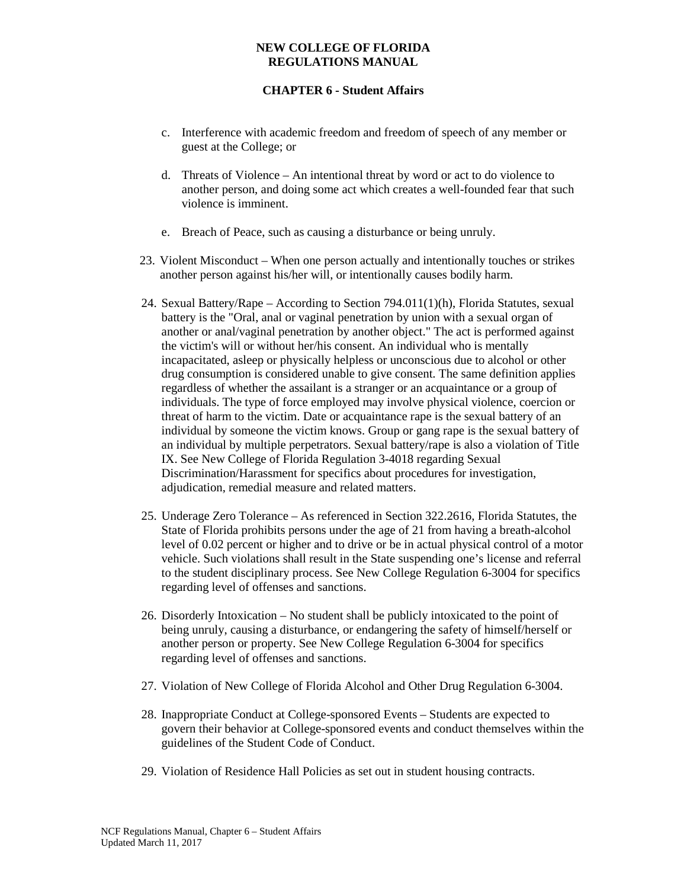c. Interference with academic freedom and freedom of speech of any member or guest at the College; or

d. Threats of Violence – An intentional threat by word or act to do violence to another person, and doing some act which creates a well-founded fear that such violence is imminent.

e. Breach of Peace, such as causing a disturbance or being unruly.

23. Violent Misconduct – When one person actually and intentionally touches or strikes another person against his/her will, or intentionally causes bodily harm.

24. Sexual Battery/Rape – According to Section 794.011(1)(h), Florida Statutes, sexual battery is the "Oral, anal or vaginal penetration by union with a sexual organ of another or anal/vaginal penetration by another object." The act is performed against the victim's will or without her/his consent. An individual who is mentally incapacitated, asleep or physically helpless or unconscious due to alcohol or other drug consumption is considered unable to give consent. The same definition applies regardless of whether the assailant is a stranger or an acquaintance or a group of individuals. The type of force employed may involve physical violence, coercion or threat of harm to the victim. Date or acquaintance rape is the sexual battery of an individual by someone the victim knows. Group or gang rape is the sexual battery of an individual by multiple perpetrators. Sexual battery/rape is also a violation of Title IX. See New College of Florida Regulation 3-4018 regarding Sexual Discrimination/Harassment for specifics about procedures for investigation, adjudication, remedial measure and related matters.

25. Underage Zero Tolerance – As referenced in Section 322.2616, Florida Statutes, the State of Florida prohibits persons under the age of 21 from having a breath-alcohol level of 0.02 percent or higher and to drive or be in actual physical control of a motor vehicle. Such violations shall result in the State suspending one's license and referral to the student disciplinary process. See New College Regulation 6-3004 for specifics regarding level of offenses and sanctions.

26. Disorderly Intoxication – No student shall be publicly intoxicated to the point of being unruly, causing a disturbance, or endangering the safety of himself/herself or another person or property. See New College Regulation 6-3004 for specifics regarding level of offenses and sanctions.

27. Violation of New College of Florida Alcohol and Other Drug Regulation 6-3004.

28. Inappropriate Conduct at College-sponsored Events – Students are expected to govern their behavior at College-sponsored events and conduct themselves within the guidelines of the Student Code of Conduct.

29. Violation of Residence Hall Policies as set out in student housing contracts.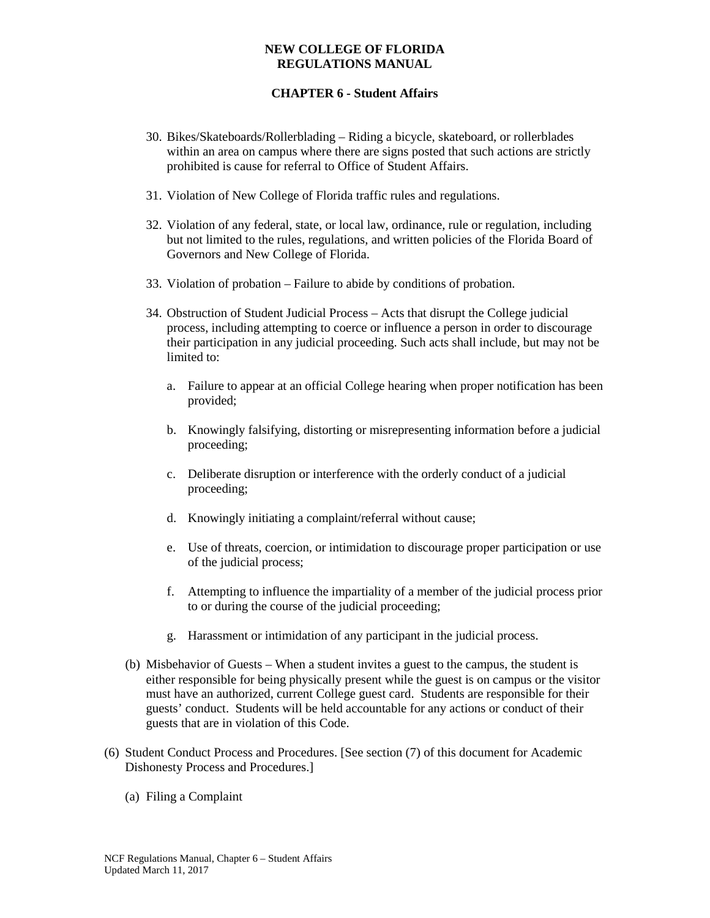30. Bikes/Skateboards/Rollerblading – Riding a bicycle, skateboard, or rollerblades within an area on campus where there are signs posted that such actions are strictly prohibited is cause for referral to Office of Student Affairs.

31. Violation of New College of Florida traffic rules and regulations.

32. Violation of any federal, state, or local law, ordinance, rule or regulation, including but not limited to the rules, regulations, and written policies of the Florida Board of Governors and New College of Florida.

33. Violation of probation – Failure to abide by conditions of probation.

34. Obstruction of Student Judicial Process – Acts that disrupt the College judicial process, including attempting to coerce or influence a person in order to discourage their participation in any judicial proceeding. Such acts shall include, but may not be limited to:

    a. Failure to appear at an official College hearing when proper notification has been provided;

    b. Knowingly falsifying, distorting or misrepresenting information before a judicial proceeding;

    c. Deliberate disruption or interference with the orderly conduct of a judicial proceeding;

    d. Knowingly initiating a complaint/referral without cause;

    e. Use of threats, coercion, or intimidation to discourage proper participation or use of the judicial process;

    f. Attempting to influence the impartiality of a member of the judicial process prior to or during the course of the judicial proceeding;

    g. Harassment or intimidation of any participant in the judicial process.

(b) Misbehavior of Guests – When a student invites a guest to the campus, the student is either responsible for being physically present while the guest is on campus or the visitor must have an authorized, current College guest card. Students are responsible for their guests' conduct. Students will be held accountable for any actions or conduct of their guests that are in violation of this Code.

(6) Student Conduct Process and Procedures. [See section (7) of this document for Academic Dishonesty Process and Procedures.]

(a) Filing a Complaint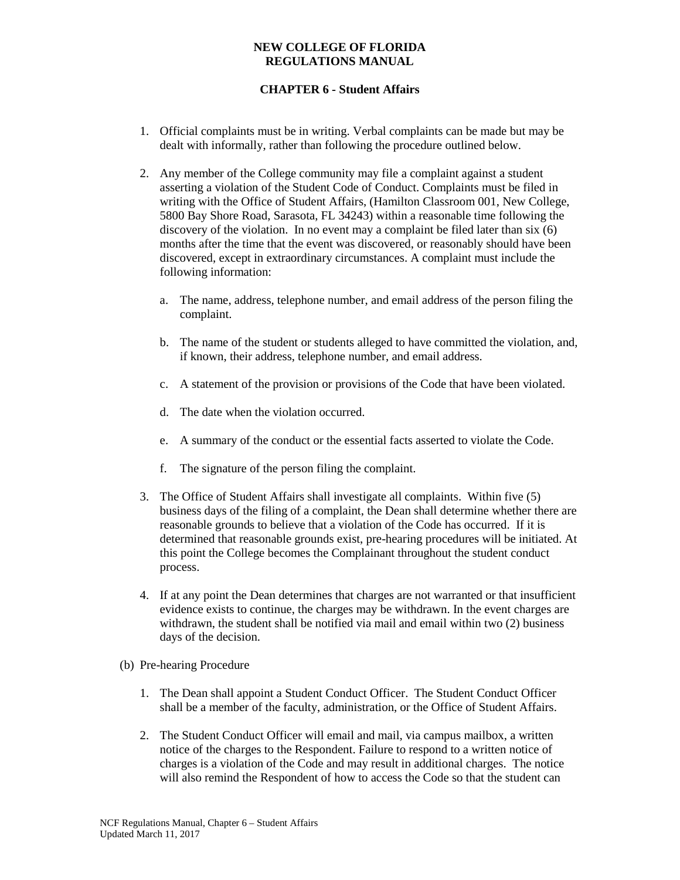1. Official complaints must be in writing. Verbal complaints can be made but may be dealt with informally, rather than following the procedure outlined below.

2. Any member of the College community may file a complaint against a student asserting a violation of the Student Code of Conduct. Complaints must be filed in writing with the Office of Student Affairs, (Hamilton Classroom 001, New College, 5800 Bay Shore Road, Sarasota, FL 34243) within a reasonable time following the discovery of the violation. In no event may a complaint be filed later than six (6) months after the time that the event was discovered, or reasonably should have been discovered, except in extraordinary circumstances. A complaint must include the following information:

   a. The name, address, telephone number, and email address of the person filing the complaint.

   b. The name of the student or students alleged to have committed the violation, and, if known, their address, telephone number, and email address.

   c. A statement of the provision or provisions of the Code that have been violated.

   d. The date when the violation occurred.

   e. A summary of the conduct or the essential facts asserted to violate the Code.

   f. The signature of the person filing the complaint.

3. The Office of Student Affairs shall investigate all complaints. Within five (5) business days of the filing of a complaint, the Dean shall determine whether there are reasonable grounds to believe that a violation of the Code has occurred. If it is determined that reasonable grounds exist, pre-hearing procedures will be initiated. At this point the College becomes the Complainant throughout the student conduct process.

4. If at any point the Dean determines that charges are not warranted or that insufficient evidence exists to continue, the charges may be withdrawn. In the event charges are withdrawn, the student shall be notified via mail and email within two (2) business days of the decision.

(b) Pre-hearing Procedure

1. The Dean shall appoint a Student Conduct Officer. The Student Conduct Officer shall be a member of the faculty, administration, or the Office of Student Affairs.

2. The Student Conduct Officer will email and mail, via campus mailbox, a written notice of the charges to the Respondent. Failure to respond to a written notice of charges is a violation of the Code and may result in additional charges. The notice will also remind the Respondent of how to access the Code so that the student can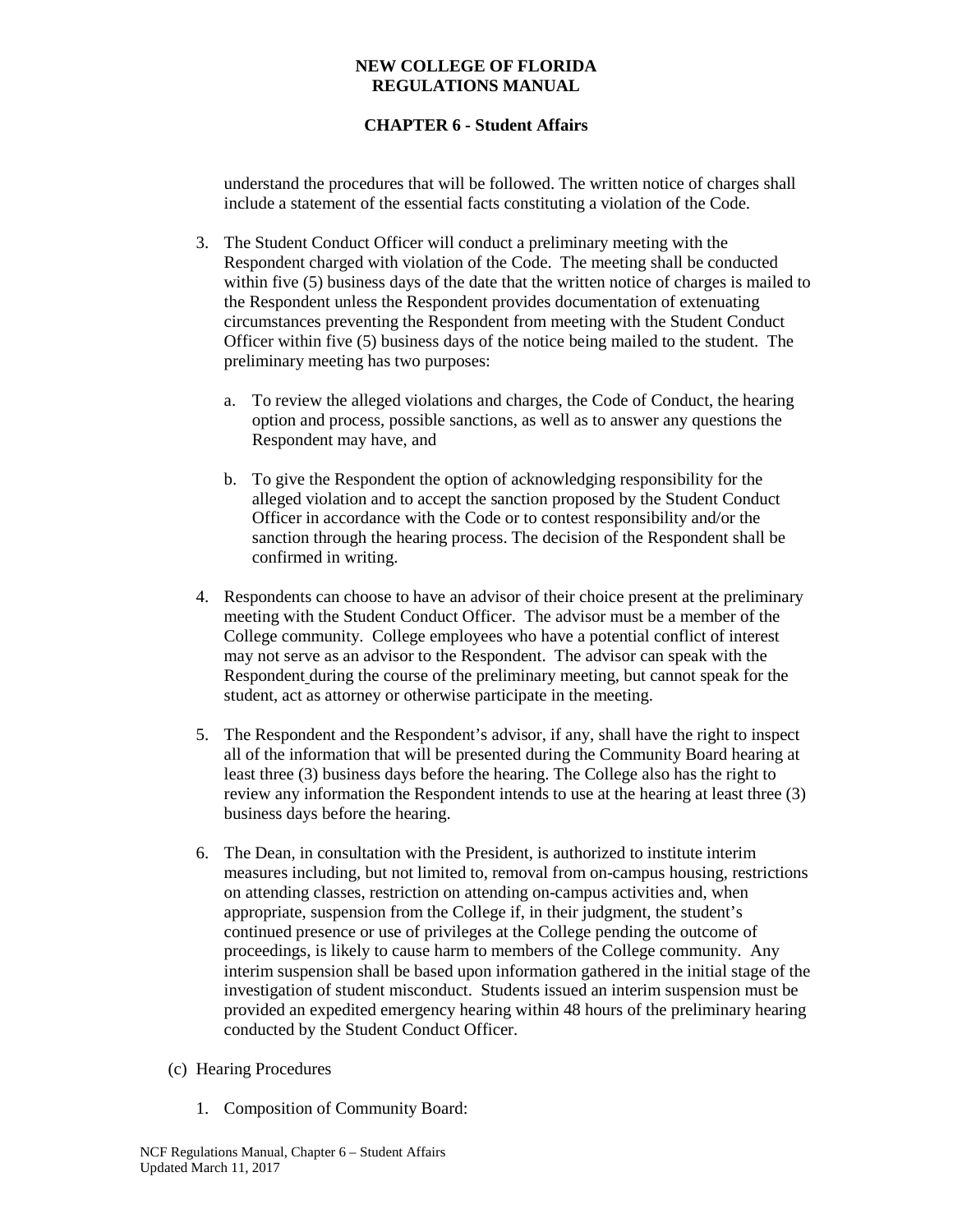understand the procedures that will be followed. The written notice of charges shall include a statement of the essential facts constituting a violation of the Code.

3. The Student Conduct Officer will conduct a preliminary meeting with the Respondent charged with violation of the Code. The meeting shall be conducted within five (5) business days of the date that the written notice of charges is mailed to the Respondent unless the Respondent provides documentation of extenuating circumstances preventing the Respondent from meeting with the Student Conduct Officer within five (5) business days of the notice being mailed to the student. The preliminary meeting has two purposes:

   a. To review the alleged violations and charges, the Code of Conduct, the hearing option and process, possible sanctions, as well as to answer any questions the Respondent may have, and

   b. To give the Respondent the option of acknowledging responsibility for the alleged violation and to accept the sanction proposed by the Student Conduct Officer in accordance with the Code or to contest responsibility and/or the sanction through the hearing process. The decision of the Respondent shall be confirmed in writing.

4. Respondents can choose to have an advisor of their choice present at the preliminary meeting with the Student Conduct Officer. The advisor must be a member of the College community. College employees who have a potential conflict of interest may not serve as an advisor to the Respondent. The advisor can speak with the Respondent during the course of the preliminary meeting, but cannot speak for the student, act as attorney or otherwise participate in the meeting.

5. The Respondent and the Respondent's advisor, if any, shall have the right to inspect all of the information that will be presented during the Community Board hearing at least three (3) business days before the hearing. The College also has the right to review any information the Respondent intends to use at the hearing at least three (3) business days before the hearing.

6. The Dean, in consultation with the President, is authorized to institute interim measures including, but not limited to, removal from on-campus housing, restrictions on attending classes, restriction on attending on-campus activities and, when appropriate, suspension from the College if, in their judgment, the student's continued presence or use of privileges at the College pending the outcome of proceedings, is likely to cause harm to members of the College community. Any interim suspension shall be based upon information gathered in the initial stage of the investigation of student misconduct. Students issued an interim suspension must be provided an expedited emergency hearing within 48 hours of the preliminary hearing conducted by the Student Conduct Officer.

(c) Hearing Procedures

1. Composition of Community Board: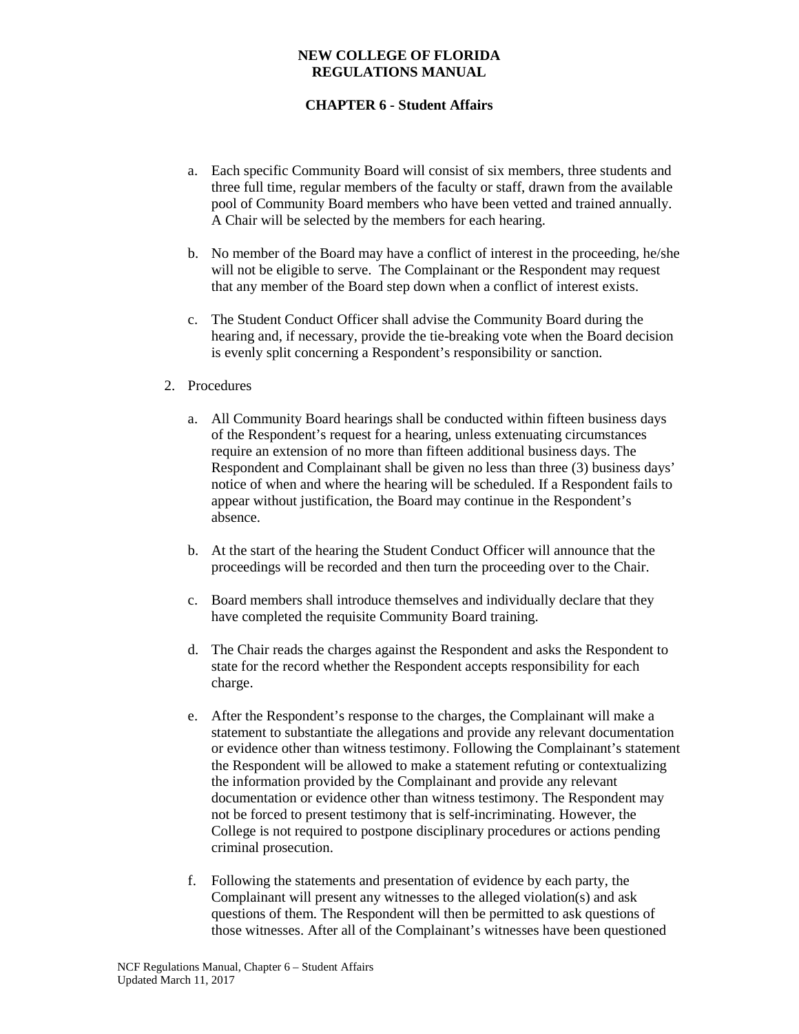a. Each specific Community Board will consist of six members, three students and three full time, regular members of the faculty or staff, drawn from the available pool of Community Board members who have been vetted and trained annually. A Chair will be selected by the members for each hearing.

b. No member of the Board may have a conflict of interest in the proceeding, he/she will not be eligible to serve. The Complainant or the Respondent may request that any member of the Board step down when a conflict of interest exists.

c. The Student Conduct Officer shall advise the Community Board during the hearing and, if necessary, provide the tie-breaking vote when the Board decision is evenly split concerning a Respondent's responsibility or sanction.

2. Procedures

a. All Community Board hearings shall be conducted within fifteen business days of the Respondent's request for a hearing, unless extenuating circumstances require an extension of no more than fifteen additional business days. The Respondent and Complainant shall be given no less than three (3) business days' notice of when and where the hearing will be scheduled. If a Respondent fails to appear without justification, the Board may continue in the Respondent's absence.

b. At the start of the hearing the Student Conduct Officer will announce that the proceedings will be recorded and then turn the proceeding over to the Chair.

c. Board members shall introduce themselves and individually declare that they have completed the requisite Community Board training.

d. The Chair reads the charges against the Respondent and asks the Respondent to state for the record whether the Respondent accepts responsibility for each charge.

e. After the Respondent's response to the charges, the Complainant will make a statement to substantiate the allegations and provide any relevant documentation or evidence other than witness testimony. Following the Complainant's statement the Respondent will be allowed to make a statement refuting or contextualizing the information provided by the Complainant and provide any relevant documentation or evidence other than witness testimony. The Respondent may not be forced to present testimony that is self-incriminating. However, the College is not required to postpone disciplinary procedures or actions pending criminal prosecution.

f. Following the statements and presentation of evidence by each party, the Complainant will present any witnesses to the alleged violation(s) and ask questions of them. The Respondent will then be permitted to ask questions of those witnesses. After all of the Complainant's witnesses have been questioned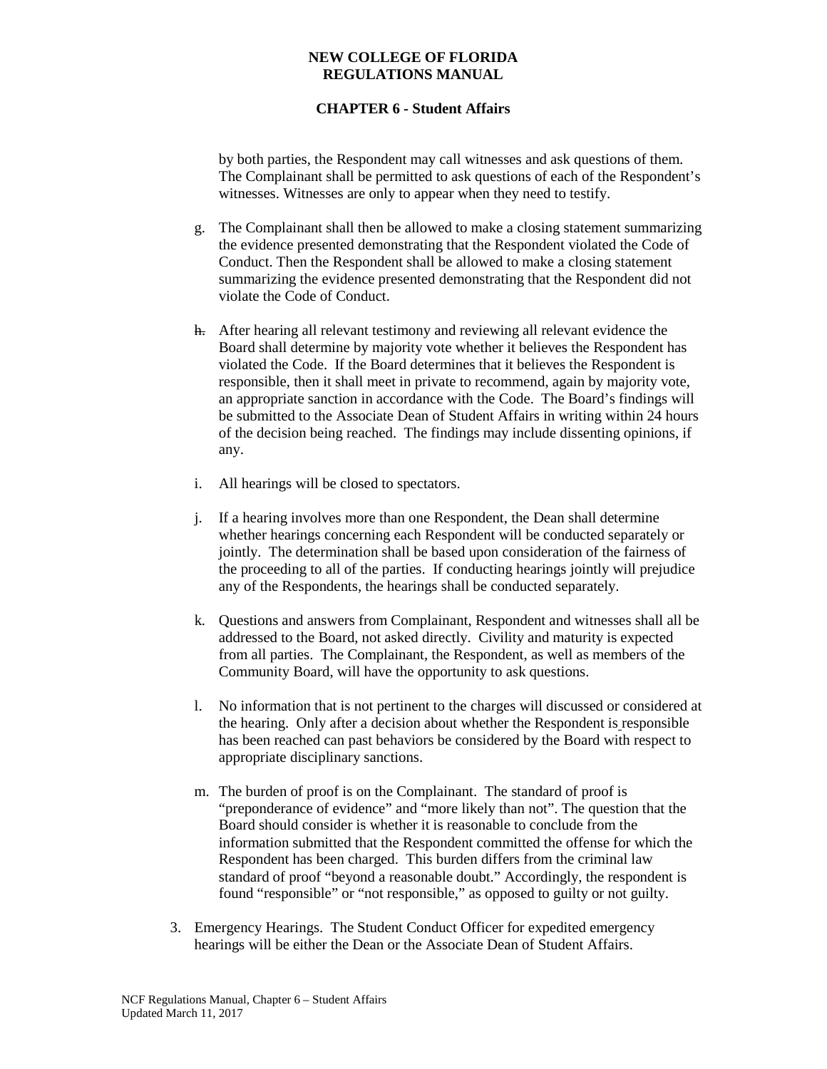by both parties, the Respondent may call witnesses and ask questions of them. The Complainant shall be permitted to ask questions of each of the Respondent's witnesses. Witnesses are only to appear when they need to testify.

g. The Complainant shall then be allowed to make a closing statement summarizing the evidence presented demonstrating that the Respondent violated the Code of Conduct. Then the Respondent shall be allowed to make a closing statement summarizing the evidence presented demonstrating that the Respondent did not violate the Code of Conduct.

h. After hearing all relevant testimony and reviewing all relevant evidence the Board shall determine by majority vote whether it believes the Respondent has violated the Code. If the Board determines that it believes the Respondent is responsible, then it shall meet in private to recommend, again by majority vote, an appropriate sanction in accordance with the Code. The Board's findings will be submitted to the Associate Dean of Student Affairs in writing within 24 hours of the decision being reached. The findings may include dissenting opinions, if any.

i. All hearings will be closed to spectators.

j. If a hearing involves more than one Respondent, the Dean shall determine whether hearings concerning each Respondent will be conducted separately or jointly. The determination shall be based upon consideration of the fairness of the proceeding to all of the parties. If conducting hearings jointly will prejudice any of the Respondents, the hearings shall be conducted separately.

k. Questions and answers from Complainant, Respondent and witnesses shall all be addressed to the Board, not asked directly. Civility and maturity is expected from all parties. The Complainant, the Respondent, as well as members of the Community Board, will have the opportunity to ask questions.

l. No information that is not pertinent to the charges will discussed or considered at the hearing. Only after a decision about whether the Respondent is responsible has been reached can past behaviors be considered by the Board with respect to appropriate disciplinary sanctions.

m. The burden of proof is on the Complainant. The standard of proof is "preponderance of evidence" and "more likely than not". The question that the Board should consider is whether it is reasonable to conclude from the information submitted that the Respondent committed the offense for which the Respondent has been charged. This burden differs from the criminal law standard of proof "beyond a reasonable doubt." Accordingly, the respondent is found "responsible" or "not responsible," as opposed to guilty or not guilty.

3. Emergency Hearings. The Student Conduct Officer for expedited emergency hearings will be either the Dean or the Associate Dean of Student Affairs.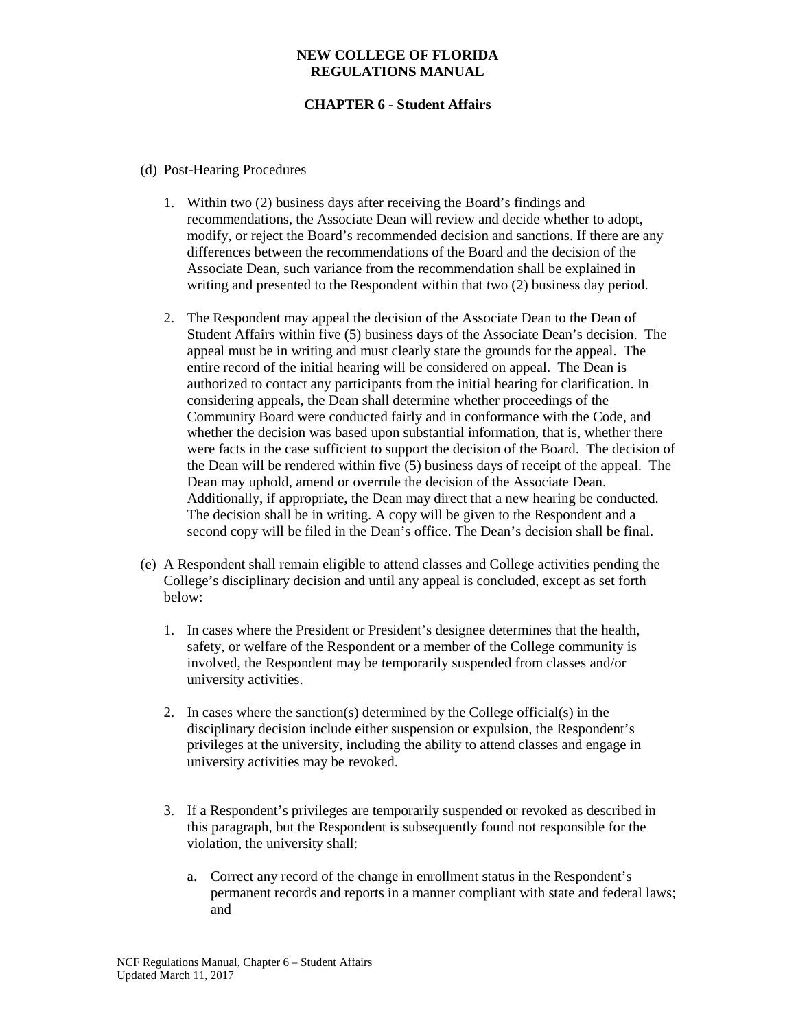(d) Post-Hearing Procedures

1. Within two (2) business days after receiving the Board's findings and recommendations, the Associate Dean will review and decide whether to adopt, modify, or reject the Board's recommended decision and sanctions. If there are any differences between the recommendations of the Board and the decision of the Associate Dean, such variance from the recommendation shall be explained in writing and presented to the Respondent within that two (2) business day period.

2. The Respondent may appeal the decision of the Associate Dean to the Dean of Student Affairs within five (5) business days of the Associate Dean's decision. The appeal must be in writing and must clearly state the grounds for the appeal. The entire record of the initial hearing will be considered on appeal. The Dean is authorized to contact any participants from the initial hearing for clarification. In considering appeals, the Dean shall determine whether proceedings of the Community Board were conducted fairly and in conformance with the Code, and whether the decision was based upon substantial information, that is, whether there were facts in the case sufficient to support the decision of the Board. The decision of the Dean will be rendered within five (5) business days of receipt of the appeal. The Dean may uphold, amend or overrule the decision of the Associate Dean. Additionally, if appropriate, the Dean may direct that a new hearing be conducted. The decision shall be in writing. A copy will be given to the Respondent and a second copy will be filed in the Dean's office. The Dean's decision shall be final.

(e) A Respondent shall remain eligible to attend classes and College activities pending the College's disciplinary decision and until any appeal is concluded, except as set forth below:

1. In cases where the President or President's designee determines that the health, safety, or welfare of the Respondent or a member of the College community is involved, the Respondent may be temporarily suspended from classes and/or university activities.

2. In cases where the sanction(s) determined by the College official(s) in the disciplinary decision include either suspension or expulsion, the Respondent's privileges at the university, including the ability to attend classes and engage in university activities may be revoked.

3. If a Respondent's privileges are temporarily suspended or revoked as described in this paragraph, but the Respondent is subsequently found not responsible for the violation, the university shall:

   a. Correct any record of the change in enrollment status in the Respondent's permanent records and reports in a manner compliant with state and federal laws; and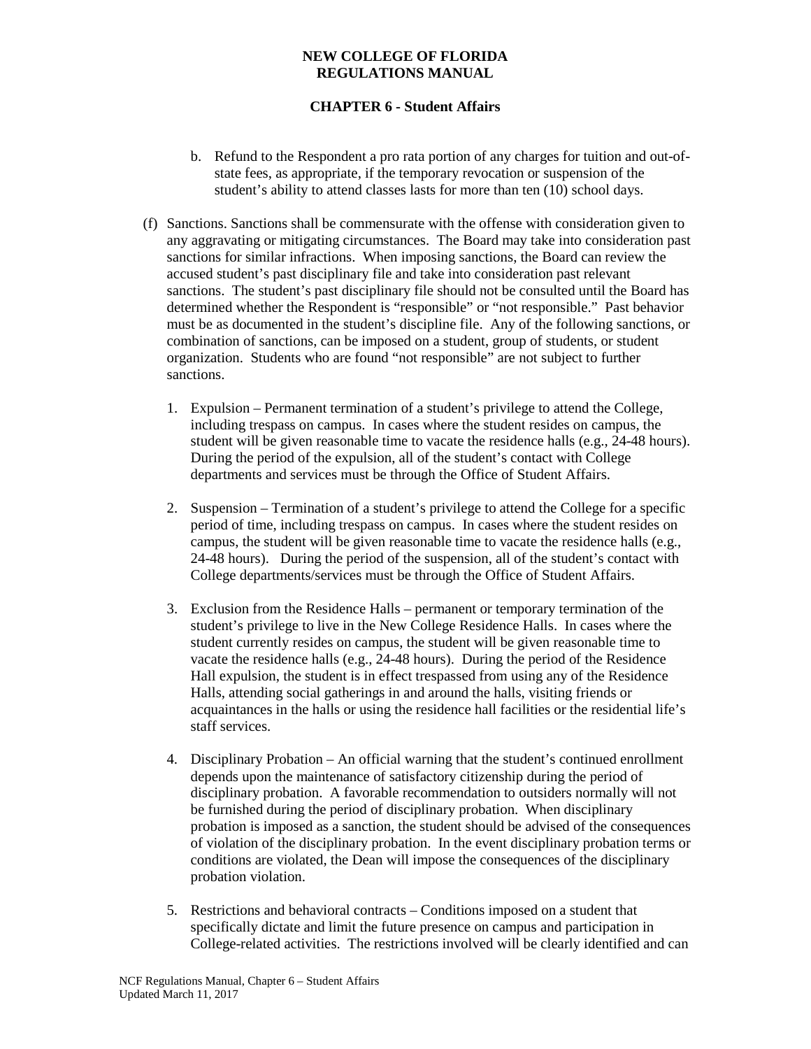b. Refund to the Respondent a pro rata portion of any charges for tuition and out-of-state fees, as appropriate, if the temporary revocation or suspension of the student's ability to attend classes lasts for more than ten (10) school days.

(f) Sanctions. Sanctions shall be commensurate with the offense with consideration given to any aggravating or mitigating circumstances. The Board may take into consideration past sanctions for similar infractions. When imposing sanctions, the Board can review the accused student's past disciplinary file and take into consideration past relevant sanctions. The student's past disciplinary file should not be consulted until the Board has determined whether the Respondent is "responsible" or "not responsible." Past behavior must be as documented in the student's discipline file. Any of the following sanctions, or combination of sanctions, can be imposed on a student, group of students, or student organization. Students who are found "not responsible" are not subject to further sanctions.

1. Expulsion – Permanent termination of a student's privilege to attend the College, including trespass on campus. In cases where the student resides on campus, the student will be given reasonable time to vacate the residence halls (e.g., 24-48 hours). During the period of the expulsion, all of the student's contact with College departments and services must be through the Office of Student Affairs.

2. Suspension – Termination of a student's privilege to attend the College for a specific period of time, including trespass on campus. In cases where the student resides on campus, the student will be given reasonable time to vacate the residence halls (e.g., 24-48 hours). During the period of the suspension, all of the student's contact with College departments/services must be through the Office of Student Affairs.

3. Exclusion from the Residence Halls – permanent or temporary termination of the student's privilege to live in the New College Residence Halls. In cases where the student currently resides on campus, the student will be given reasonable time to vacate the residence halls (e.g., 24-48 hours). During the period of the Residence Hall expulsion, the student is in effect trespassed from using any of the Residence Halls, attending social gatherings in and around the halls, visiting friends or acquaintances in the halls or using the residence hall facilities or the residential life's staff services.

4. Disciplinary Probation – An official warning that the student's continued enrollment depends upon the maintenance of satisfactory citizenship during the period of disciplinary probation. A favorable recommendation to outsiders normally will not be furnished during the period of disciplinary probation. When disciplinary probation is imposed as a sanction, the student should be advised of the consequences of violation of the disciplinary probation. In the event disciplinary probation terms or conditions are violated, the Dean will impose the consequences of the disciplinary probation violation.

5. Restrictions and behavioral contracts – Conditions imposed on a student that specifically dictate and limit the future presence on campus and participation in College-related activities. The restrictions involved will be clearly identified and can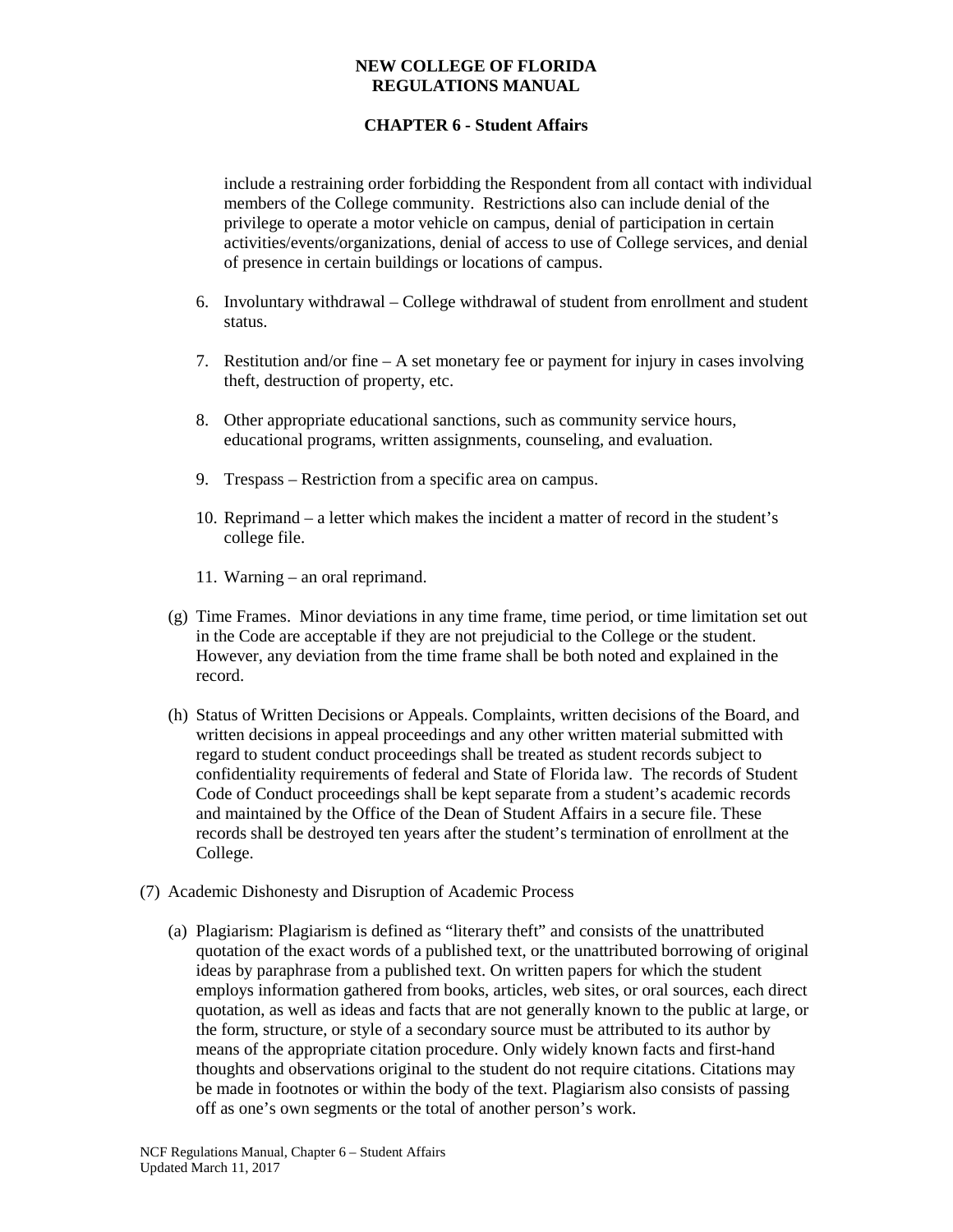include a restraining order forbidding the Respondent from all contact with individual members of the College community. Restrictions also can include denial of the privilege to operate a motor vehicle on campus, denial of participation in certain activities/events/organizations, denial of access to use of College services, and denial of presence in certain buildings or locations of campus.

6. Involuntary withdrawal – College withdrawal of student from enrollment and student status.

7. Restitution and/or fine – A set monetary fee or payment for injury in cases involving theft, destruction of property, etc.

8. Other appropriate educational sanctions, such as community service hours, educational programs, written assignments, counseling, and evaluation.

9. Trespass – Restriction from a specific area on campus.

10. Reprimand – a letter which makes the incident a matter of record in the student's college file.

11. Warning – an oral reprimand.

(g) Time Frames. Minor deviations in any time frame, time period, or time limitation set out in the Code are acceptable if they are not prejudicial to the College or the student. However, any deviation from the time frame shall be both noted and explained in the record.

(h) Status of Written Decisions or Appeals. Complaints, written decisions of the Board, and written decisions in appeal proceedings and any other written material submitted with regard to student conduct proceedings shall be treated as student records subject to confidentiality requirements of federal and State of Florida law. The records of Student Code of Conduct proceedings shall be kept separate from a student's academic records and maintained by the Office of the Dean of Student Affairs in a secure file. These records shall be destroyed ten years after the student's termination of enrollment at the College.

(7) Academic Dishonesty and Disruption of Academic Process

(a) Plagiarism: Plagiarism is defined as "literary theft" and consists of the unattributed quotation of the exact words of a published text, or the unattributed borrowing of original ideas by paraphrase from a published text. On written papers for which the student employs information gathered from books, articles, web sites, or oral sources, each direct quotation, as well as ideas and facts that are not generally known to the public at large, or the form, structure, or style of a secondary source must be attributed to its author by means of the appropriate citation procedure. Only widely known facts and first-hand thoughts and observations original to the student do not require citations. Citations may be made in footnotes or within the body of the text. Plagiarism also consists of passing off as one's own segments or the total of another person's work.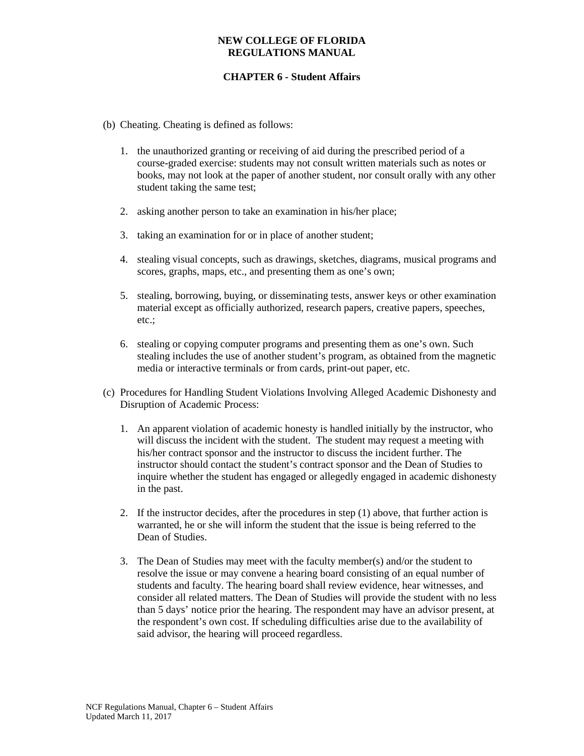(b) Cheating. Cheating is defined as follows:

1. the unauthorized granting or receiving of aid during the prescribed period of a course-graded exercise: students may not consult written materials such as notes or books, may not look at the paper of another student, nor consult orally with any other student taking the same test;

2. asking another person to take an examination in his/her place;

3. taking an examination for or in place of another student;

4. stealing visual concepts, such as drawings, sketches, diagrams, musical programs and scores, graphs, maps, etc., and presenting them as one's own;

5. stealing, borrowing, buying, or disseminating tests, answer keys or other examination material except as officially authorized, research papers, creative papers, speeches, etc.;

6. stealing or copying computer programs and presenting them as one's own. Such stealing includes the use of another student's program, as obtained from the magnetic media or interactive terminals or from cards, print-out paper, etc.

(c) Procedures for Handling Student Violations Involving Alleged Academic Dishonesty and Disruption of Academic Process:

1. An apparent violation of academic honesty is handled initially by the instructor, who will discuss the incident with the student. The student may request a meeting with his/her contract sponsor and the instructor to discuss the incident further. The instructor should contact the student's contract sponsor and the Dean of Studies to inquire whether the student has engaged or allegedly engaged in academic dishonesty in the past.

2. If the instructor decides, after the procedures in step (1) above, that further action is warranted, he or she will inform the student that the issue is being referred to the Dean of Studies.

3. The Dean of Studies may meet with the faculty member(s) and/or the student to resolve the issue or may convene a hearing board consisting of an equal number of students and faculty. The hearing board shall review evidence, hear witnesses, and consider all related matters. The Dean of Studies will provide the student with no less than 5 days' notice prior the hearing. The respondent may have an advisor present, at the respondent's own cost. If scheduling difficulties arise due to the availability of said advisor, the hearing will proceed regardless.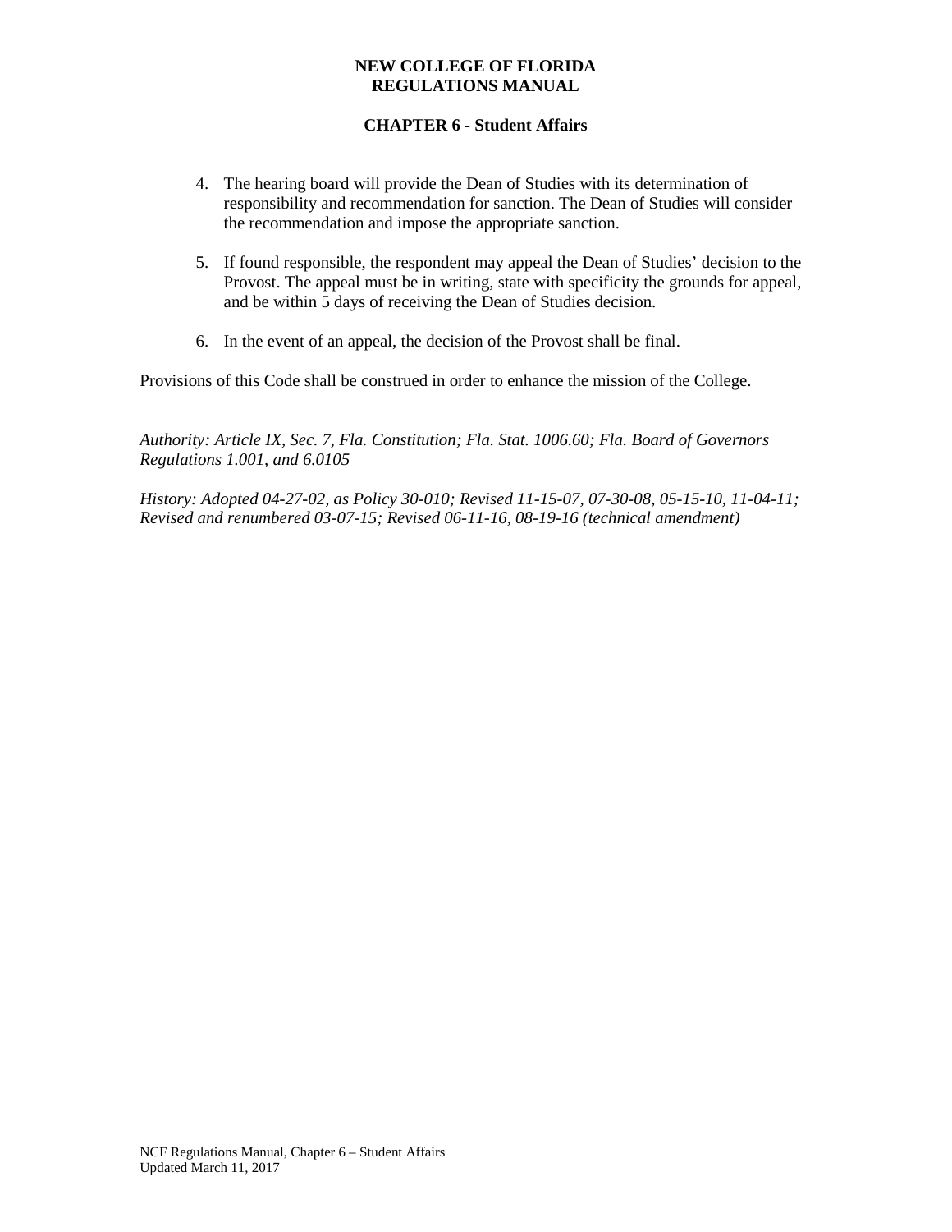4. The hearing board will provide the Dean of Studies with its determination of responsibility and recommendation for sanction. The Dean of Studies will consider the recommendation and impose the appropriate sanction.

5. If found responsible, the respondent may appeal the Dean of Studies' decision to the Provost. The appeal must be in writing, state with specificity the grounds for appeal, and be within 5 days of receiving the Dean of Studies decision.

6. In the event of an appeal, the decision of the Provost shall be final.

Provisions of this Code shall be construed in order to enhance the mission of the College.

*Authority: Article IX, Sec. 7, Fla. Constitution; Fla. Stat. 1006.60; Fla. Board of Governors Regulations 1.001, and 6.0105*

*History: Adopted 04-27-02, as Policy 30-010; Revised 11-15-07, 07-30-08, 05-15-10, 11-04-11; Revised and renumbered 03-07-15; Revised 06-11-16, 08-19-16 (technical amendment)*